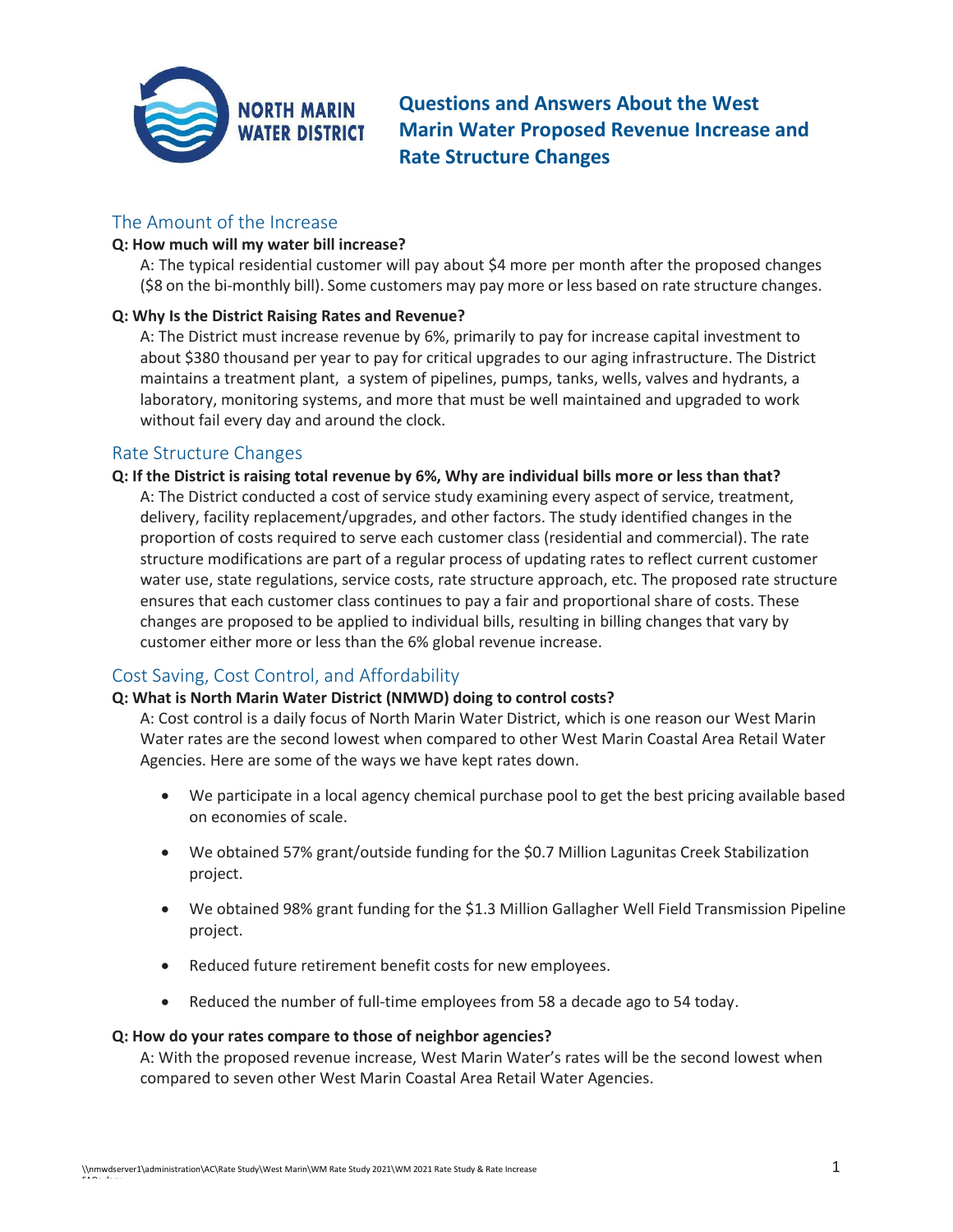# Questions and Answers About the West Marin Water Proposed Revenue Increase and Rate Structure Changes

## The Amount of the Increase

**Q: How much will my water bill increase?**

A: The typical residential customer will pay about $4 more per month after the proposed changes ($8 on the bi-monthly bill). Some customers may pay more or less based on rate structure changes.

**Q: Why Is the District Raising Rates and Revenue?**

A: The District must increase revenue by 6%, primarily to pay for increase capital investment to about $380 thousand per year to pay for critical upgrades to our aging infrastructure. The District maintains a treatment plant, a system of pipelines, pumps, tanks, wells, valves and hydrants, a laboratory, monitoring systems, and more that must be well maintained and upgraded to work without fail every day and around the clock.

## Rate Structure Changes

**Q: If the District is raising total revenue by 6%, Why are individual bills more or less than that?**

A: The District conducted a cost of service study examining every aspect of service, treatment, delivery, facility replacement/upgrades, and other factors. The study identified changes in the proportion of costs required to serve each customer class (residential and commercial). The rate structure modifications are part of a regular process of updating rates to reflect current customer water use, state regulations, service costs, rate structure approach, etc. The proposed rate structure ensures that each customer class continues to pay a fair and proportional share of costs. These changes are proposed to be applied to individual bills, resulting in billing changes that vary by customer either more or less than the 6% global revenue increase.

## Cost Saving, Cost Control, and Affordability

**Q: What is North Marin Water District (NMWD) doing to control costs?**

A: Cost control is a daily focus of North Marin Water District, which is one reason our West Marin Water rates are the second lowest when compared to other West Marin Coastal Area Retail Water Agencies. Here are some of the ways we have kept rates down.

- We participate in a local agency chemical purchase pool to get the best pricing available based on economies of scale.
- We obtained 57% grant/outside funding for the $0.7 Million Lagunitas Creek Stabilization project.
- We obtained 98% grant funding for the $1.3 Million Gallagher Well Field Transmission Pipeline project.
- Reduced future retirement benefit costs for new employees.
- Reduced the number of full-time employees from 58 a decade ago to 54 today.

**Q: How do your rates compare to those of neighbor agencies?**

A: With the proposed revenue increase, West Marin Water's rates will be the second lowest when compared to seven other West Marin Coastal Area Retail Water Agencies.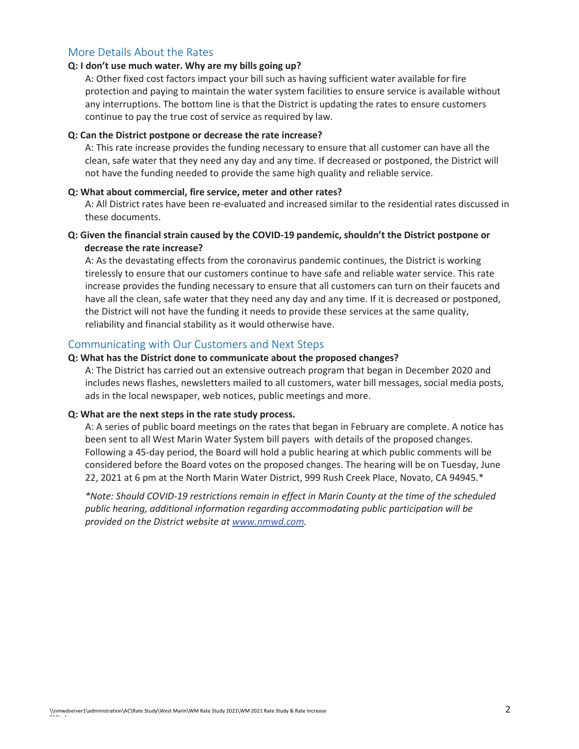## More Details About the Rates

**Q: I don't use much water. Why are my bills going up?**

A: Other fixed cost factors impact your bill such as having sufficient water available for fire protection and paying to maintain the water system facilities to ensure service is available without any interruptions. The bottom line is that the District is updating the rates to ensure customers continue to pay the true cost of service as required by law.

**Q: Can the District postpone or decrease the rate increase?**

A: This rate increase provides the funding necessary to ensure that all customer can have all the clean, safe water that they need any day and any time. If decreased or postponed, the District will not have the funding needed to provide the same high quality and reliable service.

**Q: What about commercial, fire service, meter and other rates?**

A: All District rates have been re-evaluated and increased similar to the residential rates discussed in these documents.

**Q: Given the financial strain caused by the COVID-19 pandemic, shouldn't the District postpone or decrease the rate increase?**

A: As the devastating effects from the coronavirus pandemic continues, the District is working tirelessly to ensure that our customers continue to have safe and reliable water service. This rate increase provides the funding necessary to ensure that all customers can turn on their faucets and have all the clean, safe water that they need any day and any time. If it is decreased or postponed, the District will not have the funding it needs to provide these services at the same quality, reliability and financial stability as it would otherwise have.

## Communicating with Our Customers and Next Steps

**Q: What has the District done to communicate about the proposed changes?**

A: The District has carried out an extensive outreach program that began in December 2020 and includes news flashes, newsletters mailed to all customers, water bill messages, social media posts, ads in the local newspaper, web notices, public meetings and more.

**Q: What are the next steps in the rate study process.**

A: A series of public board meetings on the rates that began in February are complete. A notice has been sent to all West Marin Water System bill payers with details of the proposed changes. Following a 45-day period, the Board will hold a public hearing at which public comments will be considered before the Board votes on the proposed changes. The hearing will be on Tuesday, June 22, 2021 at 6 pm at the North Marin Water District, 999 Rush Creek Place, Novato, CA 94945.*

*\*Note: Should COVID-19 restrictions remain in effect in Marin County at the time of the scheduled public hearing, additional information regarding accommodating public participation will be provided on the District website at [www.nmwd.com](http://www.nmwd.com).*